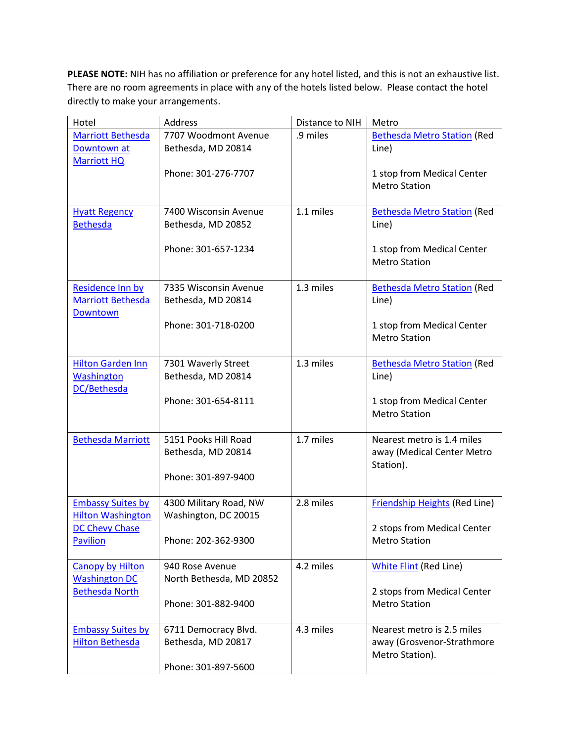**PLEASE NOTE:** NIH has no affiliation or preference for any hotel listed, and this is not an exhaustive list. There are no room agreements in place with any of the hotels listed below. Please contact the hotel directly to make your arrangements.

| Hotel | Address | Distance to NIH | Metro |
|---|---|---|---|
| Marriott Bethesda Downtown at Marriott HQ | 7707 Woodmont Avenue<br>Bethesda, MD 20814<br><br>Phone: 301-276-7707 | .9 miles | Bethesda Metro Station (Red Line)<br><br>1 stop from Medical Center Metro Station |
| Hyatt Regency Bethesda | 7400 Wisconsin Avenue<br>Bethesda, MD 20852<br><br>Phone: 301-657-1234 | 1.1 miles | Bethesda Metro Station (Red Line)<br><br>1 stop from Medical Center Metro Station |
| Residence Inn by Marriott Bethesda Downtown | 7335 Wisconsin Avenue<br>Bethesda, MD 20814<br><br>Phone: 301-718-0200 | 1.3 miles | Bethesda Metro Station (Red Line)<br><br>1 stop from Medical Center Metro Station |
| Hilton Garden Inn Washington DC/Bethesda | 7301 Waverly Street<br>Bethesda, MD 20814<br><br>Phone: 301-654-8111 | 1.3 miles | Bethesda Metro Station (Red Line)<br><br>1 stop from Medical Center Metro Station |
| Bethesda Marriott | 5151 Pooks Hill Road<br>Bethesda, MD 20814<br><br>Phone: 301-897-9400 | 1.7 miles | Nearest metro is 1.4 miles away (Medical Center Metro Station). |
| Embassy Suites by Hilton Washington DC Chevy Chase Pavilion | 4300 Military Road, NW<br>Washington, DC 20015<br><br>Phone: 202-362-9300 | 2.8 miles | Friendship Heights (Red Line)<br><br>2 stops from Medical Center Metro Station |
| Canopy by Hilton Washington DC Bethesda North | 940 Rose Avenue<br>North Bethesda, MD 20852<br><br>Phone: 301-882-9400 | 4.2 miles | White Flint (Red Line)<br><br>2 stops from Medical Center Metro Station |
| Embassy Suites by Hilton Bethesda | 6711 Democracy Blvd.<br>Bethesda, MD 20817<br><br>Phone: 301-897-5600 | 4.3 miles | Nearest metro is 2.5 miles away (Grosvenor-Strathmore Metro Station). |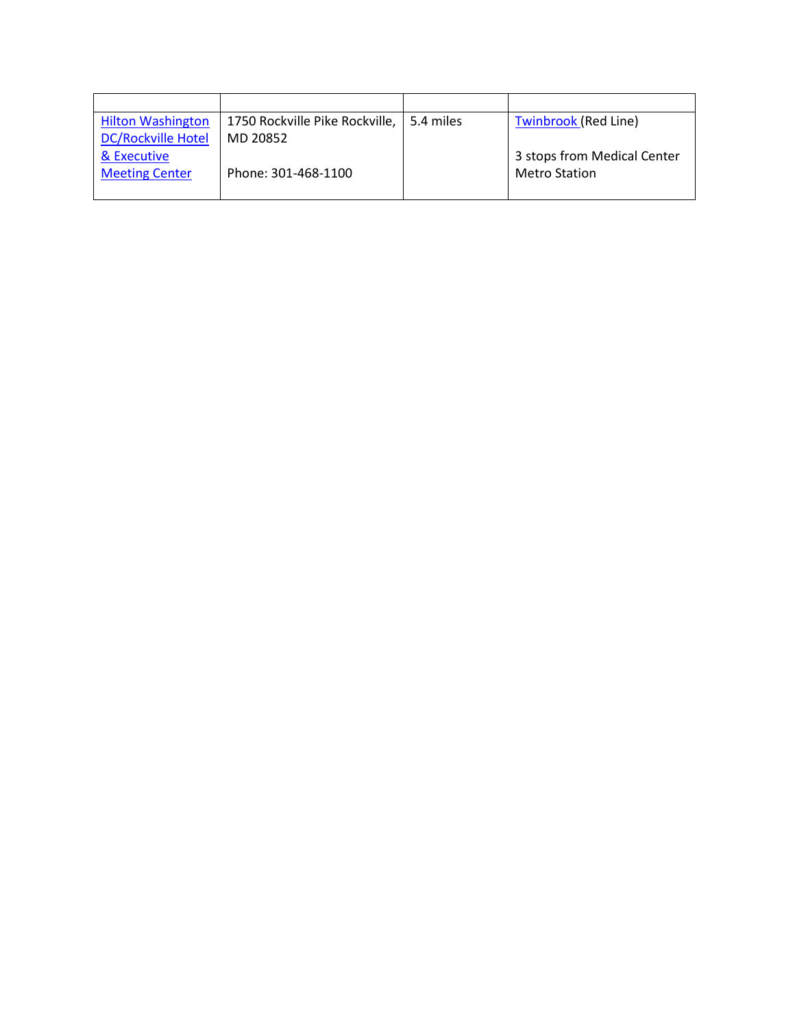| | | | |
|---|---|---|---|
| Hilton Washington DC/Rockville Hotel & Executive Meeting Center | 1750 Rockville Pike Rockville, MD 20852<br><br>Phone: 301-468-1100 | 5.4 miles | Twinbrook (Red Line)<br><br>3 stops from Medical Center Metro Station |